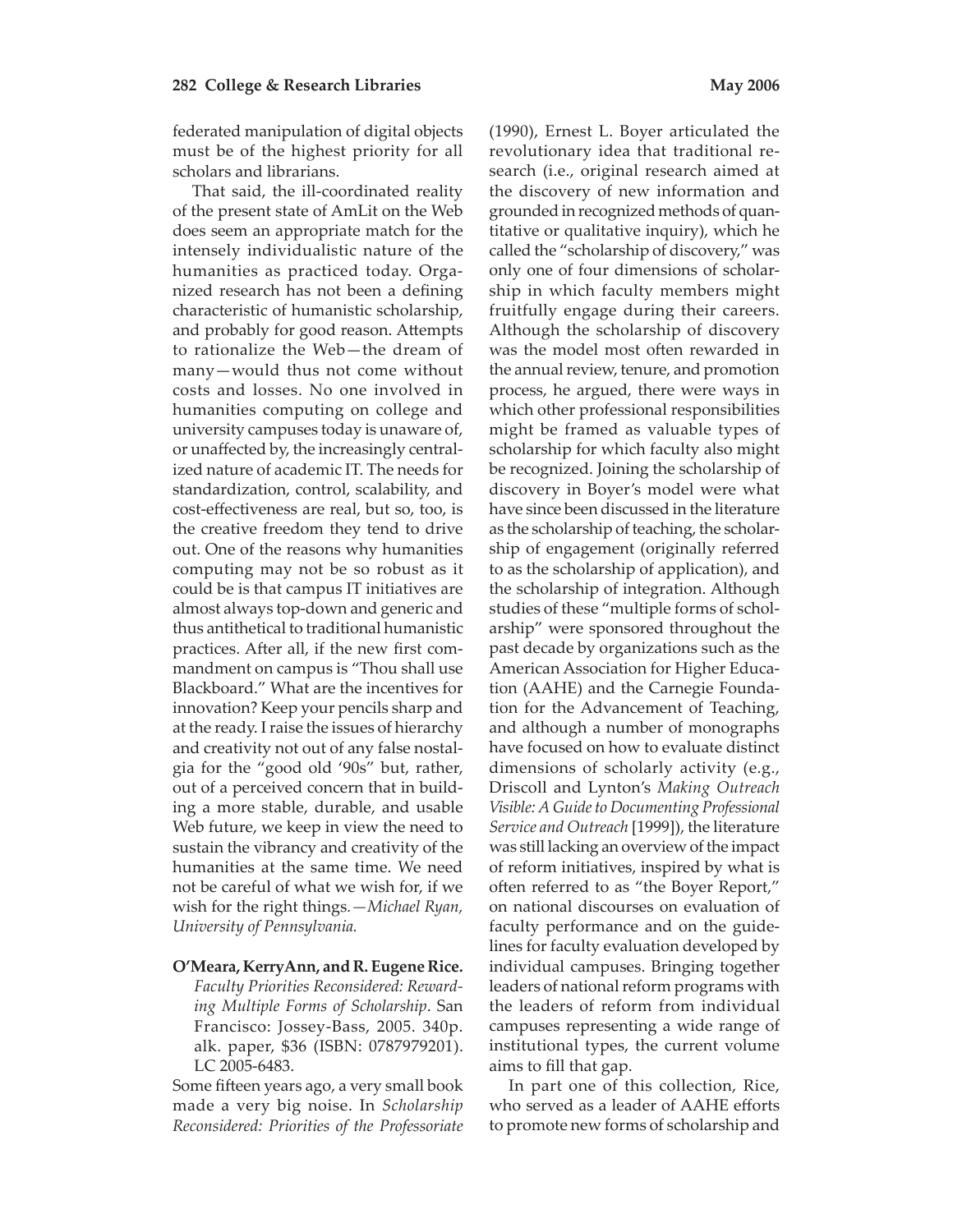federated manipulation of digital objects must be of the highest priority for all scholars and librarians.

That said, the ill-coordinated reality of the present state of AmLit on the Web does seem an appropriate match for the intensely individualistic nature of the humanities as practiced today. Organized research has not been a defining characteristic of humanistic scholarship, and probably for good reason. Attempts to rationalize the Web—the dream of many—would thus not come without costs and losses. No one involved in humanities computing on college and university campuses today is unaware of, or unaffected by, the increasingly centralized nature of academic IT. The needs for standardization, control, scalability, and cost-effectiveness are real, but so, too, is the creative freedom they tend to drive out. One of the reasons why humanities computing may not be so robust as it could be is that campus IT initiatives are almost always top-down and generic and thus antithetical to traditional humanistic practices. After all, if the new first commandment on campus is "Thou shall use Blackboard." What are the incentives for innovation? Keep your pencils sharp and at the ready. I raise the issues of hierarchy and creativity not out of any false nostalgia for the "good old '90s" but, rather, out of a perceived concern that in building a more stable, durable, and usable Web future, we keep in view the need to sustain the vibrancy and creativity of the humanities at the same time. We need not be careful of what we wish for, if we wish for the right things.—*Michael Ryan, University of Pennsylvania.*

**O'Meara, KerryAnn, and R. Eugene Rice.** *Faculty Priorities Reconsidered: Rewarding Multiple Forms of Scholarship*. San Francisco: Jossey-Bass, 2005. 340p. alk. paper, $36 (ISBN: 0787979201). LC 2005-6483.

Some fifteen years ago, a very small book made a very big noise. In *Scholarship Reconsidered: Priorities of the Professoriate* (1990), Ernest L. Boyer articulated the revolutionary idea that traditional research (i.e., original research aimed at the discovery of new information and grounded in recognized methods of quantitative or qualitative inquiry), which he called the "scholarship of discovery," was only one of four dimensions of scholarship in which faculty members might fruitfully engage during their careers. Although the scholarship of discovery was the model most often rewarded in the annual review, tenure, and promotion process, he argued, there were ways in which other professional responsibilities might be framed as valuable types of scholarship for which faculty also might be recognized. Joining the scholarship of discovery in Boyer's model were what have since been discussed in the literature as the scholarship of teaching, the scholarship of engagement (originally referred to as the scholarship of application), and the scholarship of integration. Although studies of these "multiple forms of scholarship" were sponsored throughout the past decade by organizations such as the American Association for Higher Education (AAHE) and the Carnegie Foundation for the Advancement of Teaching, and although a number of monographs have focused on how to evaluate distinct dimensions of scholarly activity (e.g., Driscoll and Lynton's *Making Outreach Visible: A Guide to Documenting Professional Service and Outreach* [1999]), the literature was still lacking an overview of the impact of reform initiatives, inspired by what is often referred to as "the Boyer Report," on national discourses on evaluation of faculty performance and on the guidelines for faculty evaluation developed by individual campuses. Bringing together leaders of national reform programs with the leaders of reform from individual campuses representing a wide range of institutional types, the current volume aims to fill that gap.

In part one of this collection, Rice, who served as a leader of AAHE efforts to promote new forms of scholarship and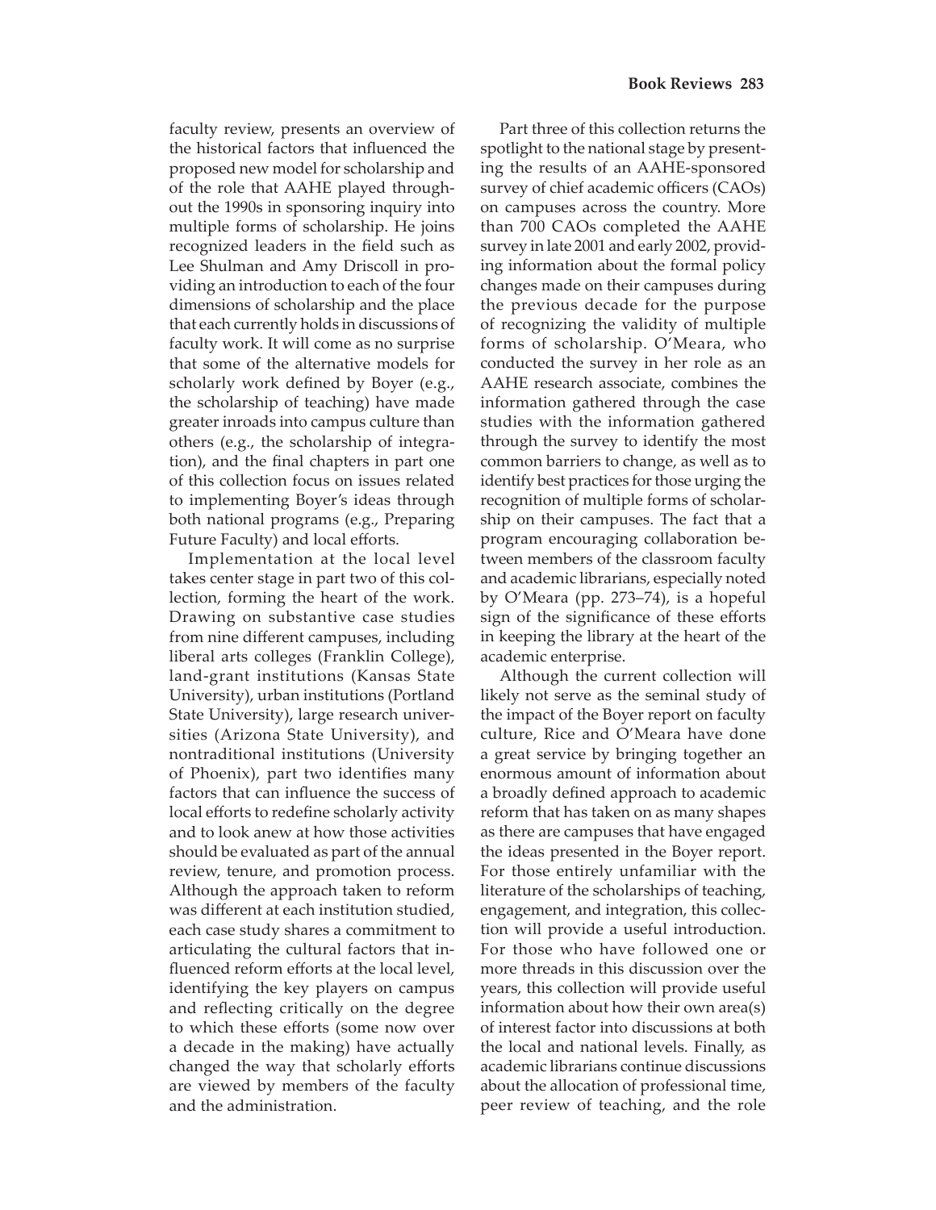faculty review, presents an overview of the historical factors that influenced the proposed new model for scholarship and of the role that AAHE played throughout the 1990s in sponsoring inquiry into multiple forms of scholarship. He joins recognized leaders in the field such as Lee Shulman and Amy Driscoll in providing an introduction to each of the four dimensions of scholarship and the place that each currently holds in discussions of faculty work. It will come as no surprise that some of the alternative models for scholarly work defined by Boyer (e.g., the scholarship of teaching) have made greater inroads into campus culture than others (e.g., the scholarship of integration), and the final chapters in part one of this collection focus on issues related to implementing Boyer's ideas through both national programs (e.g., Preparing Future Faculty) and local efforts.

Implementation at the local level takes center stage in part two of this collection, forming the heart of the work. Drawing on substantive case studies from nine different campuses, including liberal arts colleges (Franklin College), land-grant institutions (Kansas State University), urban institutions (Portland State University), large research universities (Arizona State University), and nontraditional institutions (University of Phoenix), part two identifies many factors that can influence the success of local efforts to redefine scholarly activity and to look anew at how those activities should be evaluated as part of the annual review, tenure, and promotion process. Although the approach taken to reform was different at each institution studied, each case study shares a commitment to articulating the cultural factors that influenced reform efforts at the local level, identifying the key players on campus and reflecting critically on the degree to which these efforts (some now over a decade in the making) have actually changed the way that scholarly efforts are viewed by members of the faculty and the administration.

Part three of this collection returns the spotlight to the national stage by presenting the results of an AAHE-sponsored survey of chief academic officers (CAOs) on campuses across the country. More than 700 CAOs completed the AAHE survey in late 2001 and early 2002, providing information about the formal policy changes made on their campuses during the previous decade for the purpose of recognizing the validity of multiple forms of scholarship. O'Meara, who conducted the survey in her role as an AAHE research associate, combines the information gathered through the case studies with the information gathered through the survey to identify the most common barriers to change, as well as to identify best practices for those urging the recognition of multiple forms of scholarship on their campuses. The fact that a program encouraging collaboration between members of the classroom faculty and academic librarians, especially noted by O'Meara (pp. 273–74), is a hopeful sign of the significance of these efforts in keeping the library at the heart of the academic enterprise.

Although the current collection will likely not serve as the seminal study of the impact of the Boyer report on faculty culture, Rice and O'Meara have done a great service by bringing together an enormous amount of information about a broadly defined approach to academic reform that has taken on as many shapes as there are campuses that have engaged the ideas presented in the Boyer report. For those entirely unfamiliar with the literature of the scholarships of teaching, engagement, and integration, this collection will provide a useful introduction. For those who have followed one or more threads in this discussion over the years, this collection will provide useful information about how their own area(s) of interest factor into discussions at both the local and national levels. Finally, as academic librarians continue discussions about the allocation of professional time, peer review of teaching, and the role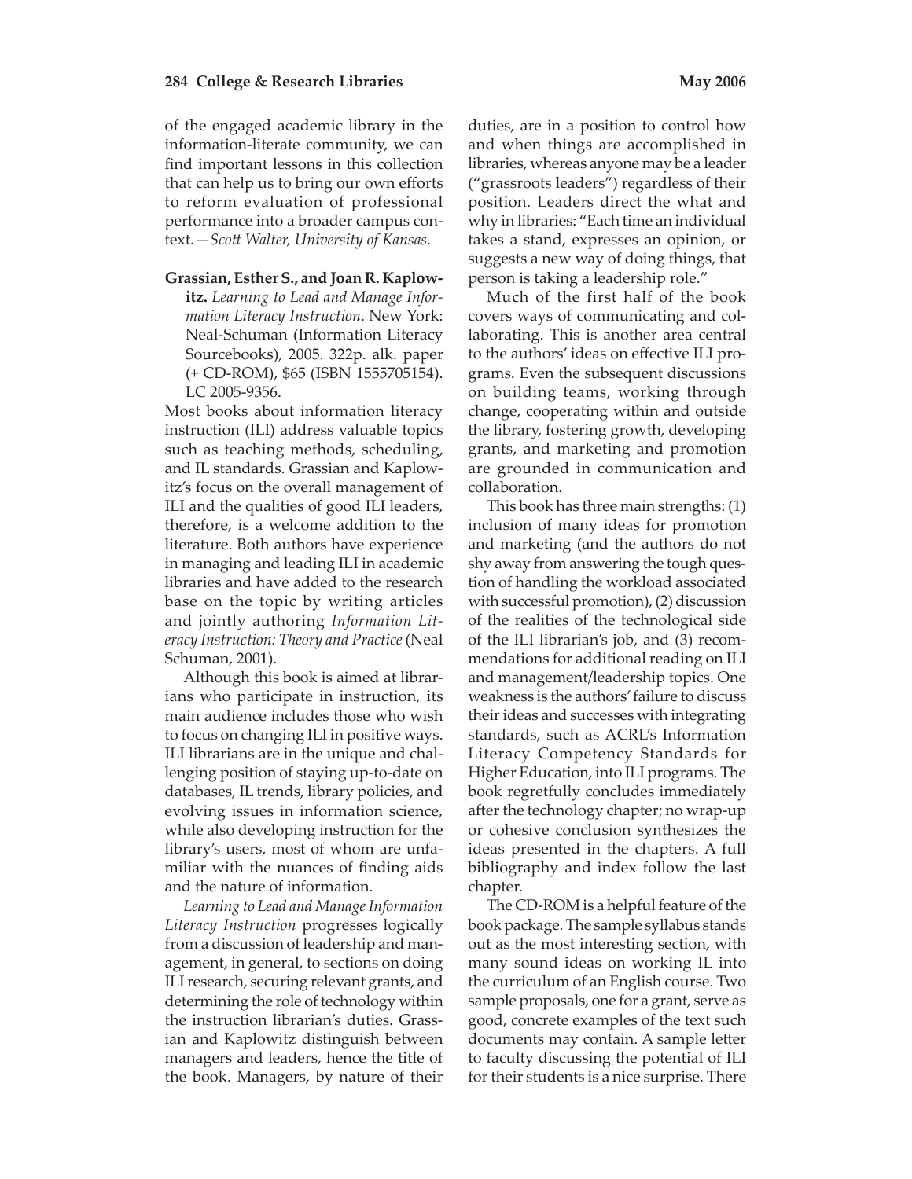of the engaged academic library in the information-literate community, we can find important lessons in this collection that can help us to bring our own efforts to reform evaluation of professional performance into a broader campus context.—*Scott Walter, University of Kansas.*

**Grassian, Esther S., and Joan R. Kaplowitz.** *Learning to Lead and Manage Information Literacy Instruction*. New York: Neal-Schuman (Information Literacy Sourcebooks), 2005. 322p. alk. paper (+ CD-ROM), $65 (ISBN 1555705154). LC 2005-9356.

Most books about information literacy instruction (ILI) address valuable topics such as teaching methods, scheduling, and IL standards. Grassian and Kaplowitz's focus on the overall management of ILI and the qualities of good ILI leaders, therefore, is a welcome addition to the literature. Both authors have experience in managing and leading ILI in academic libraries and have added to the research base on the topic by writing articles and jointly authoring *Information Literacy Instruction: Theory and Practice* (Neal Schuman, 2001).

Although this book is aimed at librarians who participate in instruction, its main audience includes those who wish to focus on changing ILI in positive ways. ILI librarians are in the unique and challenging position of staying up-to-date on databases, IL trends, library policies, and evolving issues in information science, while also developing instruction for the library's users, most of whom are unfamiliar with the nuances of finding aids and the nature of information.

*Learning to Lead and Manage Information Literacy Instruction* progresses logically from a discussion of leadership and management, in general, to sections on doing ILI research, securing relevant grants, and determining the role of technology within the instruction librarian's duties. Grassian and Kaplowitz distinguish between managers and leaders, hence the title of the book. Managers, by nature of their duties, are in a position to control how and when things are accomplished in libraries, whereas anyone may be a leader ("grassroots leaders") regardless of their position. Leaders direct the what and why in libraries: "Each time an individual takes a stand, expresses an opinion, or suggests a new way of doing things, that person is taking a leadership role."

Much of the first half of the book covers ways of communicating and collaborating. This is another area central to the authors' ideas on effective ILI programs. Even the subsequent discussions on building teams, working through change, cooperating within and outside the library, fostering growth, developing grants, and marketing and promotion are grounded in communication and collaboration.

This book has three main strengths: (1) inclusion of many ideas for promotion and marketing (and the authors do not shy away from answering the tough question of handling the workload associated with successful promotion), (2) discussion of the realities of the technological side of the ILI librarian's job, and (3) recommendations for additional reading on ILI and management/leadership topics. One weakness is the authors' failure to discuss their ideas and successes with integrating standards, such as ACRL's Information Literacy Competency Standards for Higher Education, into ILI programs. The book regretfully concludes immediately after the technology chapter; no wrap-up or cohesive conclusion synthesizes the ideas presented in the chapters. A full bibliography and index follow the last chapter.

The CD-ROM is a helpful feature of the book package. The sample syllabus stands out as the most interesting section, with many sound ideas on working IL into the curriculum of an English course. Two sample proposals, one for a grant, serve as good, concrete examples of the text such documents may contain. A sample letter to faculty discussing the potential of ILI for their students is a nice surprise. There